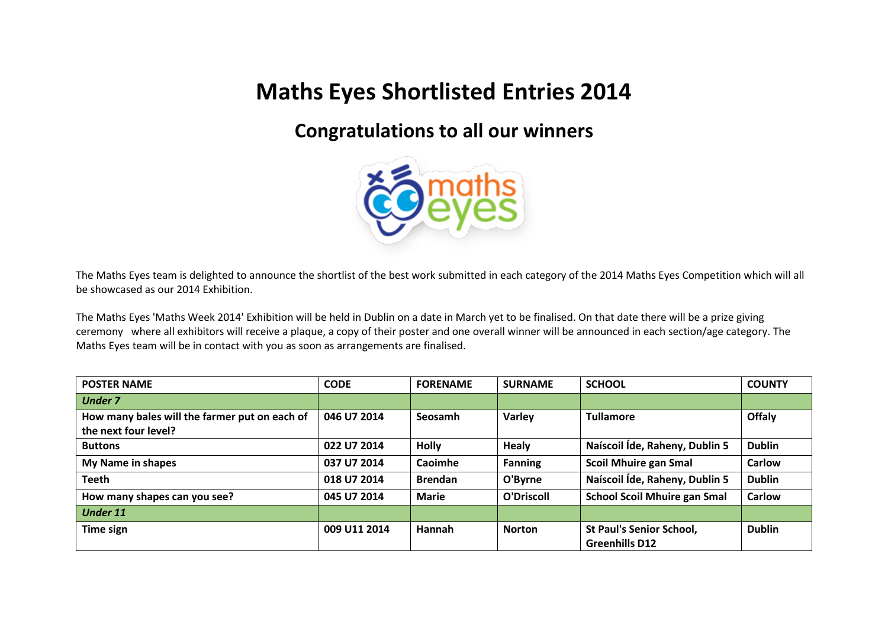# Maths Eyes Shortlisted Entries 2014

## Congratulations to all our winners

The Maths Eyes team is delighted to announce the shortlist of the best work submitted in each category of the 2014 Maths Eyes Competition which will all be showcased as our 2014 Exhibition.

The Maths Eyes 'Maths Week 2014' Exhibition will be held in Dublin on a date in March yet to be finalised. On that date there will be a prize giving ceremony where all exhibitors will receive a plaque, a copy of their poster and one overall winner will be announced in each section/age category. The Maths Eyes team will be in contact with you as soon as arrangements are finalised.

| POSTER NAME | CODE | FORENAME | SURNAME | SCHOOL | COUNTY |
|---|---|---|---|---|---|
| ***Under 7*** | | | | | |
| **How many bales will the farmer put on each of the next four level?** | **046 U7 2014** | **Seosamh** | **Varley** | **Tullamore** | **Offaly** |
| **Buttons** | **022 U7 2014** | **Holly** | **Healy** | **Naíscoil Íde, Raheny, Dublin 5** | **Dublin** |
| **My Name in shapes** | **037 U7 2014** | **Caoimhe** | **Fanning** | **Scoil Mhuire gan Smal** | **Carlow** |
| **Teeth** | **018 U7 2014** | **Brendan** | **O'Byrne** | **Naíscoil Íde, Raheny, Dublin 5** | **Dublin** |
| **How many shapes can you see?** | **045 U7 2014** | **Marie** | **O'Driscoll** | **School Scoil Mhuire gan Smal** | **Carlow** |
| ***Under 11*** | | | | | |
| **Time sign** | **009 U11 2014** | **Hannah** | **Norton** | **St Paul's Senior School, Greenhills D12** | **Dublin** |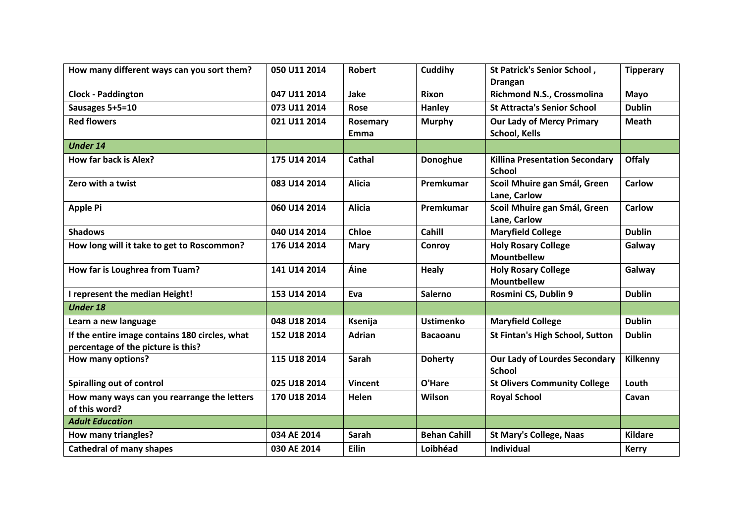| **How many different ways can you sort them?** | **050 U11 2014** | **Robert** | **Cuddihy** | **St Patrick's Senior School , Drangan** | **Tipperary** |
|---|---|---|---|---|---|
| **Clock - Paddington** | **047 U11 2014** | **Jake** | **Rixon** | **Richmond N.S., Crossmolina** | **Mayo** |
| **Sausages 5+5=10** | **073 U11 2014** | **Rose** | **Hanley** | **St Attracta's Senior School** | **Dublin** |
| **Red flowers** | **021 U11 2014** | **Rosemary Emma** | **Murphy** | **Our Lady of Mercy Primary School, Kells** | **Meath** |
| ***Under 14*** | | | | | |
| **How far back is Alex?** | **175 U14 2014** | **Cathal** | **Donoghue** | **Killina Presentation Secondary School** | **Offaly** |
| **Zero with a twist** | **083 U14 2014** | **Alicia** | **Premkumar** | **Scoil Mhuire gan Smál, Green Lane, Carlow** | **Carlow** |
| **Apple Pi** | **060 U14 2014** | **Alicia** | **Premkumar** | **Scoil Mhuire gan Smál, Green Lane, Carlow** | **Carlow** |
| **Shadows** | **040 U14 2014** | **Chloe** | **Cahill** | **Maryfield College** | **Dublin** |
| **How long will it take to get to Roscommon?** | **176 U14 2014** | **Mary** | **Conroy** | **Holy Rosary College Mountbellew** | **Galway** |
| **How far is Loughrea from Tuam?** | **141 U14 2014** | **Áine** | **Healy** | **Holy Rosary College Mountbellew** | **Galway** |
| **I represent the median Height!** | **153 U14 2014** | **Eva** | **Salerno** | **Rosmini CS, Dublin 9** | **Dublin** |
| ***Under 18*** | | | | | |
| **Learn a new language** | **048 U18 2014** | **Ksenija** | **Ustimenko** | **Maryfield College** | **Dublin** |
| **If the entire image contains 180 circles, what percentage of the picture is this?** | **152 U18 2014** | **Adrian** | **Bacaoanu** | **St Fintan's High School, Sutton** | **Dublin** |
| **How many options?** | **115 U18 2014** | **Sarah** | **Doherty** | **Our Lady of Lourdes Secondary School** | **Kilkenny** |
| **Spiralling out of control** | **025 U18 2014** | **Vincent** | **O'Hare** | **St Olivers Community College** | **Louth** |
| **How many ways can you rearrange the letters of this word?** | **170 U18 2014** | **Helen** | **Wilson** | **Royal School** | **Cavan** |
| ***Adult Education*** | | | | | |
| **How many triangles?** | **034 AE 2014** | **Sarah** | **Behan Cahill** | **St Mary's College, Naas** | **Kildare** |
| **Cathedral of many shapes** | **030 AE 2014** | **Eilin** | **Loibhéad** | **Individual** | **Kerry** |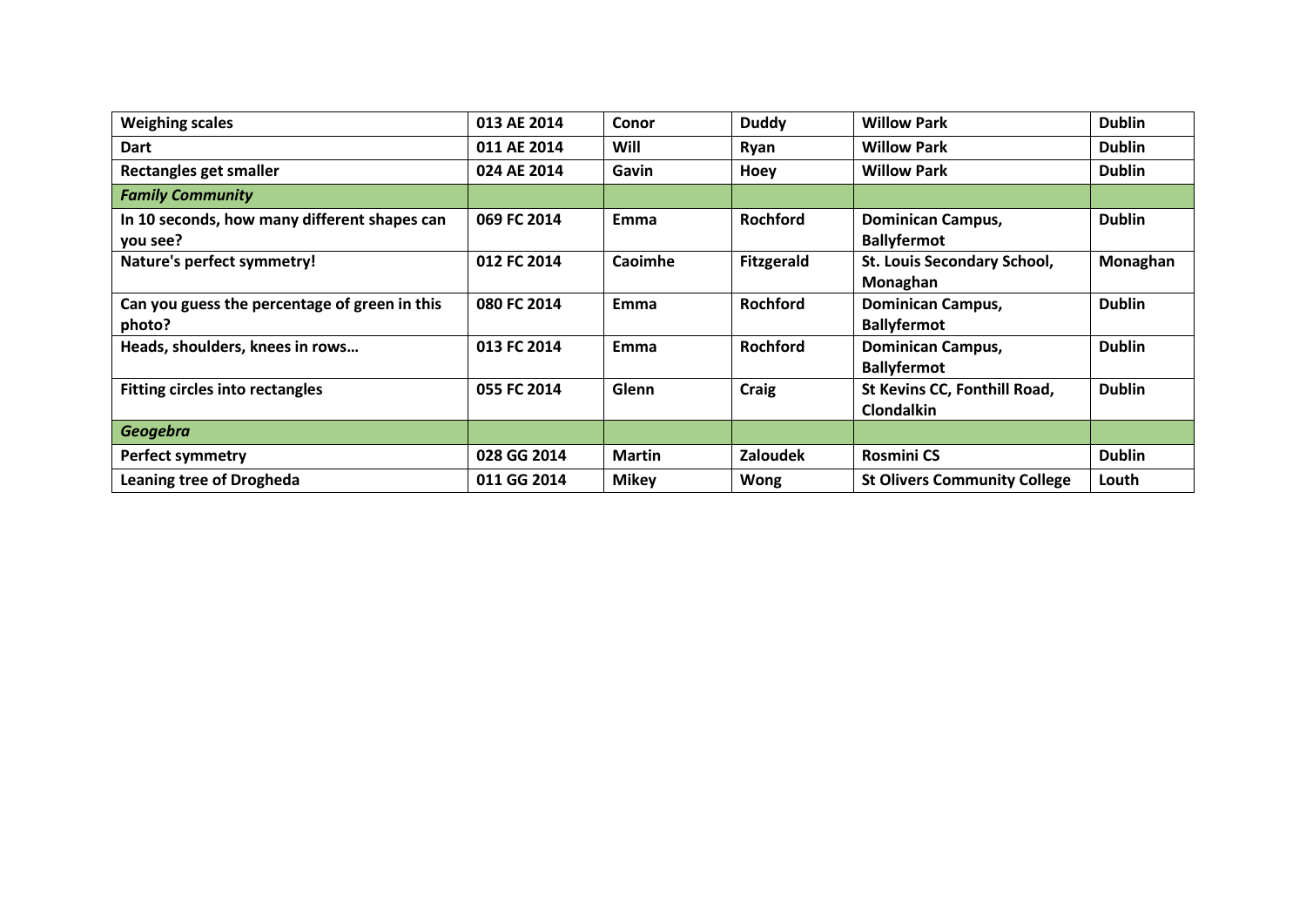| | | | | | |
|---|---|---|---|---|---|
| **Weighing scales** | **013 AE 2014** | **Conor** | **Duddy** | **Willow Park** | **Dublin** |
| **Dart** | **011 AE 2014** | **Will** | **Ryan** | **Willow Park** | **Dublin** |
| **Rectangles get smaller** | **024 AE 2014** | **Gavin** | **Hoey** | **Willow Park** | **Dublin** |
| ***Family Community*** | | | | | |
| **In 10 seconds, how many different shapes can you see?** | **069 FC 2014** | **Emma** | **Rochford** | **Dominican Campus, Ballyfermot** | **Dublin** |
| **Nature's perfect symmetry!** | **012 FC 2014** | **Caoimhe** | **Fitzgerald** | **St. Louis Secondary School, Monaghan** | **Monaghan** |
| **Can you guess the percentage of green in this photo?** | **080 FC 2014** | **Emma** | **Rochford** | **Dominican Campus, Ballyfermot** | **Dublin** |
| **Heads, shoulders, knees in rows…** | **013 FC 2014** | **Emma** | **Rochford** | **Dominican Campus, Ballyfermot** | **Dublin** |
| **Fitting circles into rectangles** | **055 FC 2014** | **Glenn** | **Craig** | **St Kevins CC, Fonthill Road, Clondalkin** | **Dublin** |
| ***Geogebra*** | | | | | |
| **Perfect symmetry** | **028 GG 2014** | **Martin** | **Zaloudek** | **Rosmini CS** | **Dublin** |
| **Leaning tree of Drogheda** | **011 GG 2014** | **Mikey** | **Wong** | **St Olivers Community College** | **Louth** |